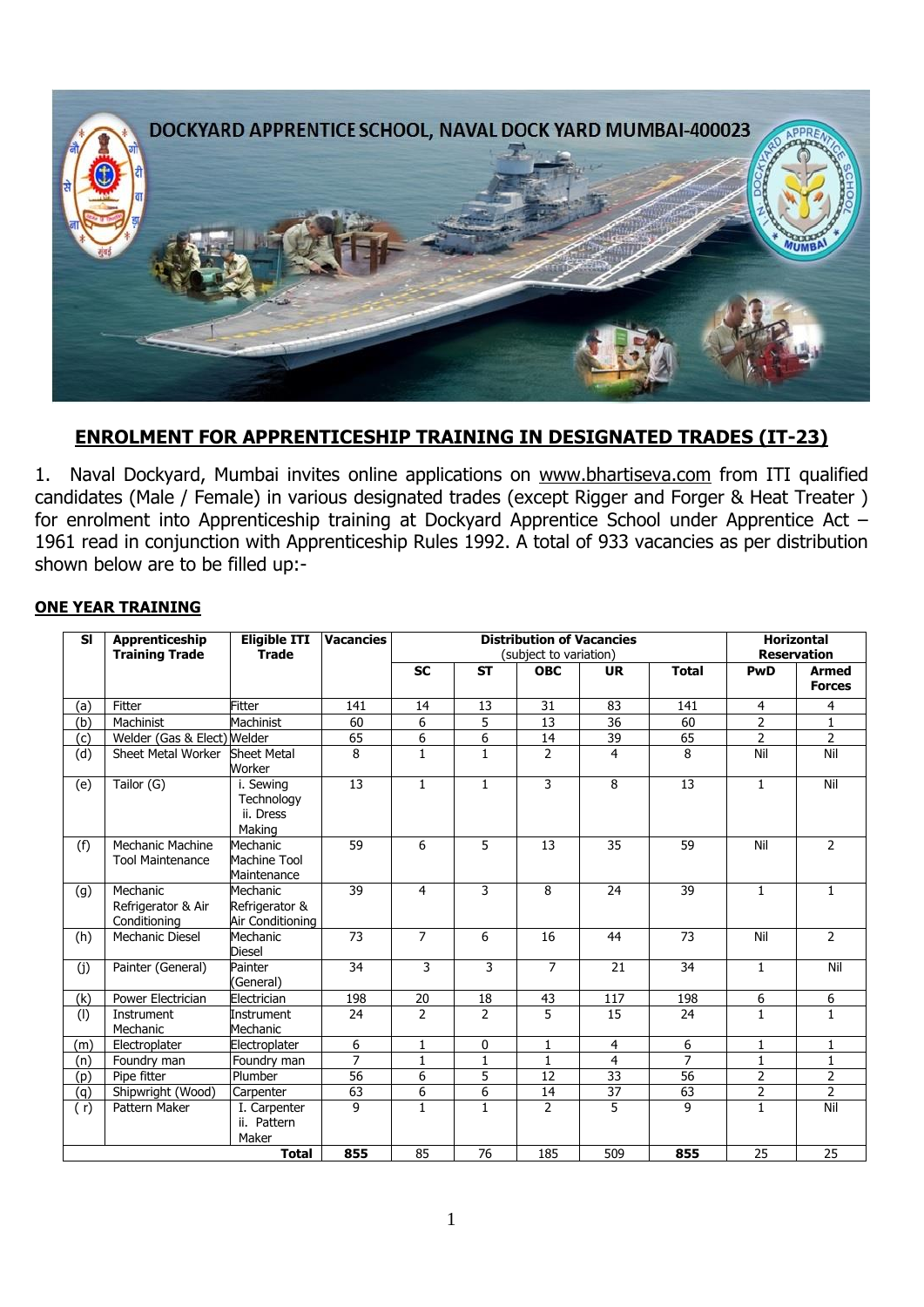DOCKYARD APPRENTICE SCHOOL, NAVAL DOCK YARD MUMBAI-400023

## ENROLMENT FOR APPRENTICESHIP TRAINING IN DESIGNATED TRADES (IT-23)

1. Naval Dockyard, Mumbai invites online applications on www.bhartiseva.com from ITI qualified candidates (Male / Female) in various designated trades (except Rigger and Forger & Heat Treater ) for enrolment into Apprenticeship training at Dockyard Apprentice School under Apprentice Act – 1961 read in conjunction with Apprenticeship Rules 1992. A total of 933 vacancies as per distribution shown below are to be filled up:-

**ONE YEAR TRAINING**

| Sl | Apprenticeship Training Trade | Eligible ITI Trade | Vacancies | Distribution of Vacancies (subject to variation) | | | | | Horizontal Reservation | |
|---|---|---|---|---|---|---|---|---|---|---|
| | | | | SC | ST | OBC | UR | Total | PwD | Armed Forces |
| (a) | Fitter | Fitter | 141 | 14 | 13 | 31 | 83 | 141 | 4 | 4 |
| (b) | Machinist | Machinist | 60 | 6 | 5 | 13 | 36 | 60 | 2 | 1 |
| (c) | Welder (Gas & Elect) | Welder | 65 | 6 | 6 | 14 | 39 | 65 | 2 | 2 |
| (d) | Sheet Metal Worker | Sheet Metal Worker | 8 | 1 | 1 | 2 | 4 | 8 | Nil | Nil |
| (e) | Tailor (G) | i. Sewing Technology ii. Dress Making | 13 | 1 | 1 | 3 | 8 | 13 | 1 | Nil |
| (f) | Mechanic Machine Tool Maintenance | Mechanic Machine Tool Maintenance | 59 | 6 | 5 | 13 | 35 | 59 | Nil | 2 |
| (g) | Mechanic Refrigerator & Air Conditioning | Mechanic Refrigerator & Air Conditioning | 39 | 4 | 3 | 8 | 24 | 39 | 1 | 1 |
| (h) | Mechanic Diesel | Mechanic Diesel | 73 | 7 | 6 | 16 | 44 | 73 | Nil | 2 |
| (j) | Painter (General) | Painter (General) | 34 | 3 | 3 | 7 | 21 | 34 | 1 | Nil |
| (k) | Power Electrician | Electrician | 198 | 20 | 18 | 43 | 117 | 198 | 6 | 6 |
| (l) | Instrument Mechanic | Instrument Mechanic | 24 | 2 | 2 | 5 | 15 | 24 | 1 | 1 |
| (m) | Electroplater | Electroplater | 6 | 1 | 0 | 1 | 4 | 6 | 1 | 1 |
| (n) | Foundry man | Foundry man | 7 | 1 | 1 | 1 | 4 | 7 | 1 | 1 |
| (p) | Pipe fitter | Plumber | 56 | 6 | 5 | 12 | 33 | 56 | 2 | 2 |
| (q) | Shipwright (Wood) | Carpenter | 63 | 6 | 6 | 14 | 37 | 63 | 2 | 2 |
| ( r) | Pattern Maker | I. Carpenter ii. Pattern Maker | 9 | 1 | 1 | 2 | 5 | 9 | 1 | Nil |
| | | **Total** | **855** | 85 | 76 | 185 | 509 | **855** | 25 | 25 |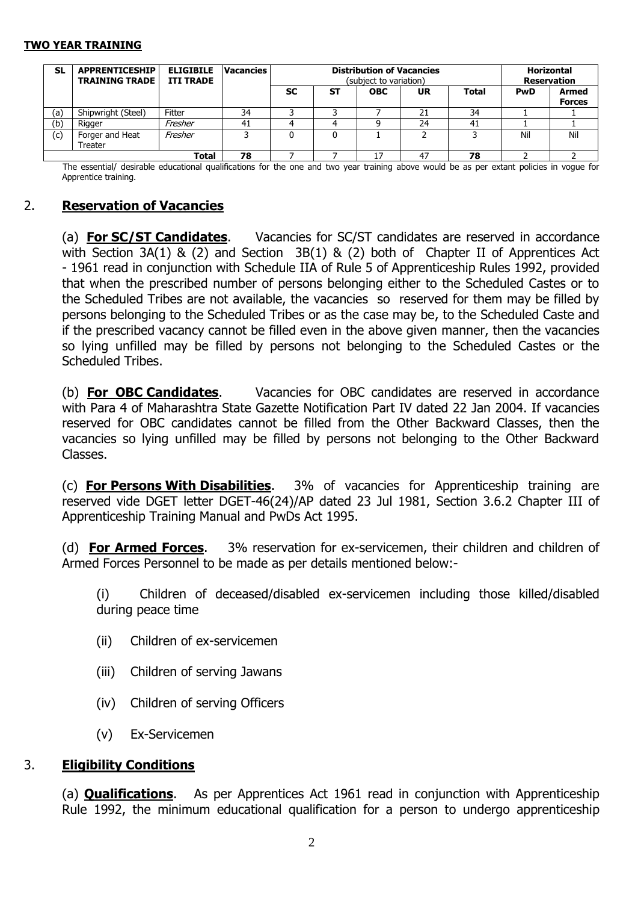**TWO YEAR TRAINING**

| SL | APPRENTICESHIP TRAINING TRADE | ELIGIBILE ITI TRADE | Vacancies | Distribution of Vacancies (subject to variation) | | | | | Horizontal Reservation | |
|---|---|---|---|---|---|---|---|---|---|---|
| | | | | SC | ST | OBC | UR | Total | PwD | Armed Forces |
| (a) | Shipwright (Steel) | Fitter | 34 | 3 | 3 | 7 | 21 | 34 | 1 | 1 |
| (b) | Rigger | *Fresher* | 41 | 4 | 4 | 9 | 24 | 41 | 1 | 1 |
| (c) | Forger and Heat Treater | *Fresher* | 3 | 0 | 0 | 1 | 2 | 3 | Nil | Nil |
| | | **Total** | **78** | 7 | 7 | 17 | 47 | **78** | 2 | 2 |

The essential/ desirable educational qualifications for the one and two year training above would be as per extant policies in vogue for Apprentice training.

## 2. **Reservation of Vacancies**

(a) **For SC/ST Candidates**. Vacancies for SC/ST candidates are reserved in accordance with Section 3A(1) & (2) and Section 3B(1) & (2) both of Chapter II of Apprentices Act - 1961 read in conjunction with Schedule IIA of Rule 5 of Apprenticeship Rules 1992, provided that when the prescribed number of persons belonging either to the Scheduled Castes or to the Scheduled Tribes are not available, the vacancies so reserved for them may be filled by persons belonging to the Scheduled Tribes or as the case may be, to the Scheduled Caste and if the prescribed vacancy cannot be filled even in the above given manner, then the vacancies so lying unfilled may be filled by persons not belonging to the Scheduled Castes or the Scheduled Tribes.

(b) **For OBC Candidates**. Vacancies for OBC candidates are reserved in accordance with Para 4 of Maharashtra State Gazette Notification Part IV dated 22 Jan 2004. If vacancies reserved for OBC candidates cannot be filled from the Other Backward Classes, then the vacancies so lying unfilled may be filled by persons not belonging to the Other Backward Classes.

(c) **For Persons With Disabilities**. 3% of vacancies for Apprenticeship training are reserved vide DGET letter DGET-46(24)/AP dated 23 Jul 1981, Section 3.6.2 Chapter III of Apprenticeship Training Manual and PwDs Act 1995.

(d) **For Armed Forces**. 3% reservation for ex-servicemen, their children and children of Armed Forces Personnel to be made as per details mentioned below:-

(i) Children of deceased/disabled ex-servicemen including those killed/disabled during peace time

(ii) Children of ex-servicemen

(iii) Children of serving Jawans

(iv) Children of serving Officers

(v) Ex-Servicemen

## 3. **Eligibility Conditions**

(a) **Qualifications**. As per Apprentices Act 1961 read in conjunction with Apprenticeship Rule 1992, the minimum educational qualification for a person to undergo apprenticeship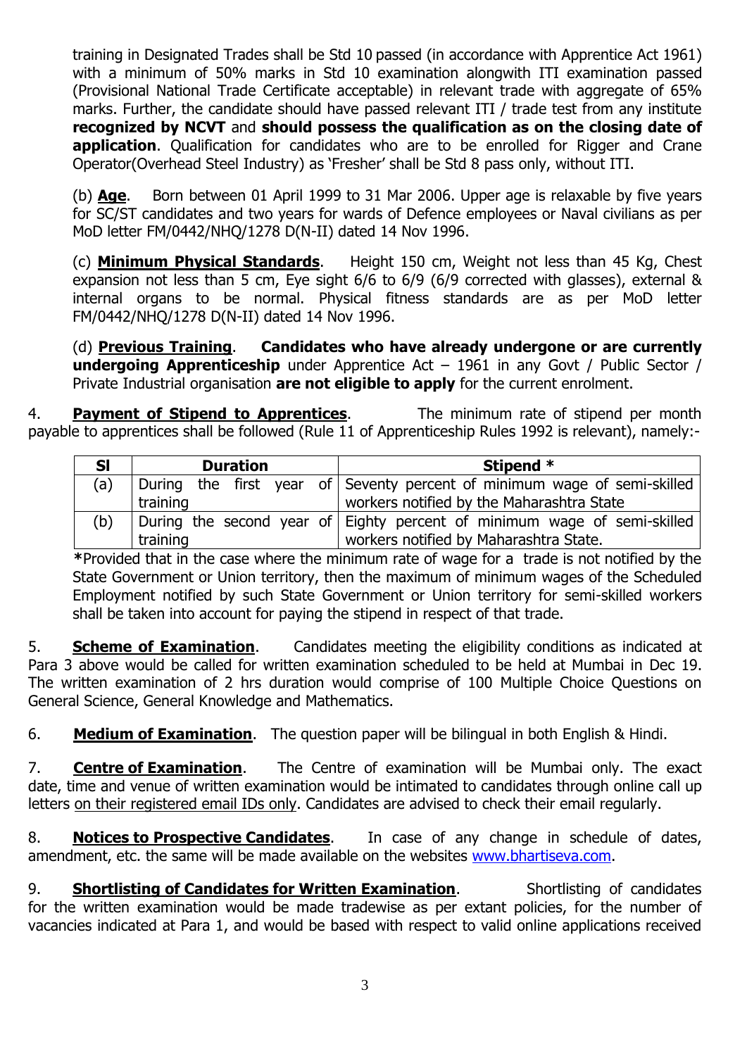training in Designated Trades shall be Std 10 passed (in accordance with Apprentice Act 1961) with a minimum of 50% marks in Std 10 examination alongwith ITI examination passed (Provisional National Trade Certificate acceptable) in relevant trade with aggregate of 65% marks. Further, the candidate should have passed relevant ITI / trade test from any institute **recognized by NCVT** and **should possess the qualification as on the closing date of application**. Qualification for candidates who are to be enrolled for Rigger and Crane Operator(Overhead Steel Industry) as 'Fresher' shall be Std 8 pass only, without ITI.

(b) **Age**. Born between 01 April 1999 to 31 Mar 2006. Upper age is relaxable by five years for SC/ST candidates and two years for wards of Defence employees or Naval civilians as per MoD letter FM/0442/NHQ/1278 D(N-II) dated 14 Nov 1996.

(c) **Minimum Physical Standards**. Height 150 cm, Weight not less than 45 Kg, Chest expansion not less than 5 cm, Eye sight 6/6 to 6/9 (6/9 corrected with glasses), external & internal organs to be normal. Physical fitness standards are as per MoD letter FM/0442/NHQ/1278 D(N-II) dated 14 Nov 1996.

(d) **Previous Training**. **Candidates who have already undergone or are currently undergoing Apprenticeship** under Apprentice Act – 1961 in any Govt / Public Sector / Private Industrial organisation **are not eligible to apply** for the current enrolment.

4. **Payment of Stipend to Apprentices**. The minimum rate of stipend per month payable to apprentices shall be followed (Rule 11 of Apprenticeship Rules 1992 is relevant), namely:-

| Sl | Duration | Stipend * |
|---|---|---|
| (a) | During the first year of training | Seventy percent of minimum wage of semi-skilled workers notified by the Maharashtra State |
| (b) | During the second year of training | Eighty percent of minimum wage of semi-skilled workers notified by Maharashtra State. |

*Provided that in the case where the minimum rate of wage for a trade is not notified by the State Government or Union territory, then the maximum of minimum wages of the Scheduled Employment notified by such State Government or Union territory for semi-skilled workers shall be taken into account for paying the stipend in respect of that trade.

5. **Scheme of Examination**. Candidates meeting the eligibility conditions as indicated at Para 3 above would be called for written examination scheduled to be held at Mumbai in Dec 19. The written examination of 2 hrs duration would comprise of 100 Multiple Choice Questions on General Science, General Knowledge and Mathematics.

6. **Medium of Examination**. The question paper will be bilingual in both English & Hindi.

7. **Centre of Examination**. The Centre of examination will be Mumbai only. The exact date, time and venue of written examination would be intimated to candidates through online call up letters on their registered email IDs only. Candidates are advised to check their email regularly.

8. **Notices to Prospective Candidates**. In case of any change in schedule of dates, amendment, etc. the same will be made available on the websites www.bhartiseva.com.

9. **Shortlisting of Candidates for Written Examination**. Shortlisting of candidates for the written examination would be made tradewise as per extant policies, for the number of vacancies indicated at Para 1, and would be based with respect to valid online applications received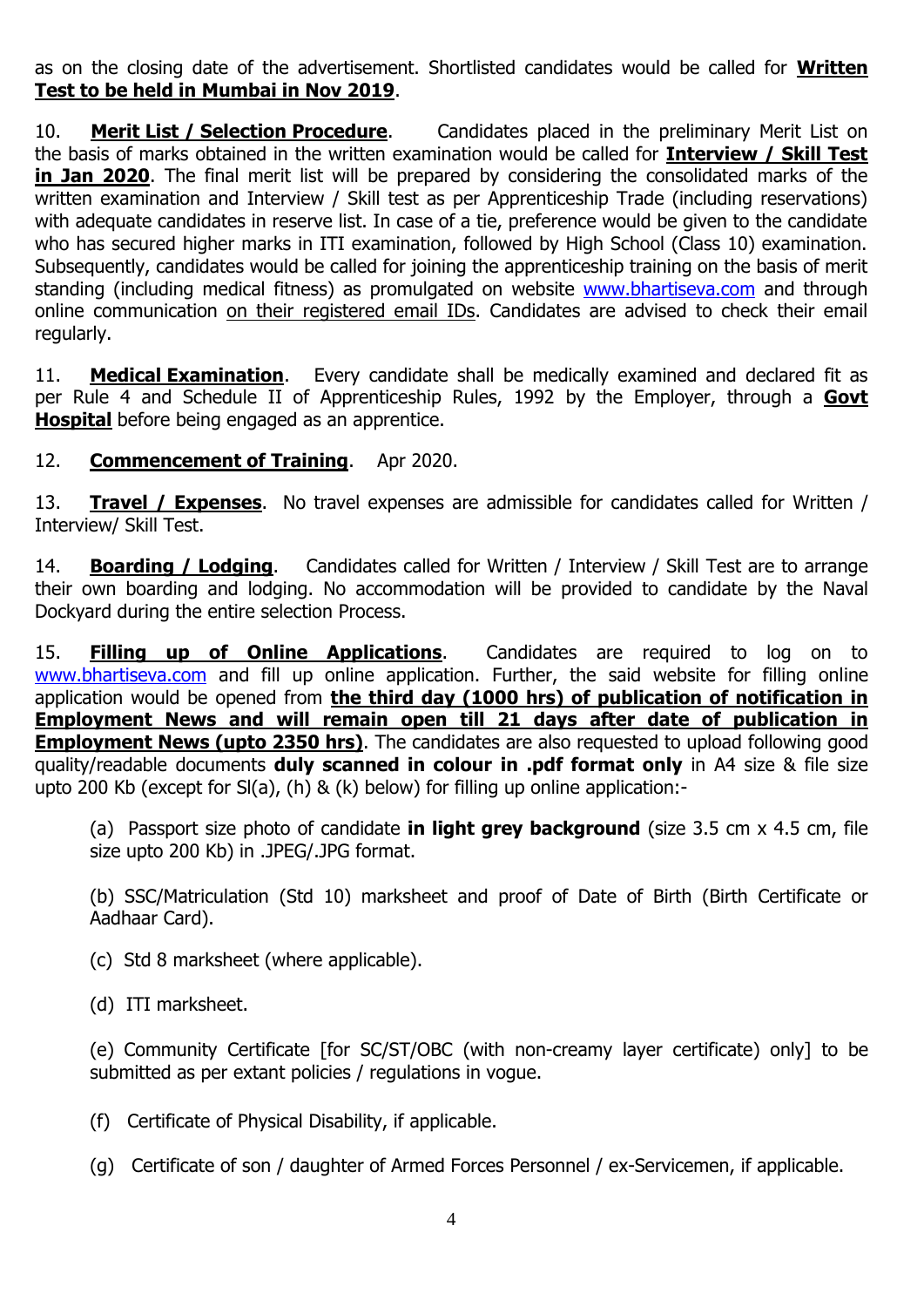as on the closing date of the advertisement. Shortlisted candidates would be called for **Written Test to be held in Mumbai in Nov 2019**.

10. **Merit List / Selection Procedure**. Candidates placed in the preliminary Merit List on the basis of marks obtained in the written examination would be called for **Interview / Skill Test in Jan 2020**. The final merit list will be prepared by considering the consolidated marks of the written examination and Interview / Skill test as per Apprenticeship Trade (including reservations) with adequate candidates in reserve list. In case of a tie, preference would be given to the candidate who has secured higher marks in ITI examination, followed by High School (Class 10) examination. Subsequently, candidates would be called for joining the apprenticeship training on the basis of merit standing (including medical fitness) as promulgated on website www.bhartiseva.com and through online communication on their registered email IDs. Candidates are advised to check their email regularly.

11. **Medical Examination**. Every candidate shall be medically examined and declared fit as per Rule 4 and Schedule II of Apprenticeship Rules, 1992 by the Employer, through a **Govt Hospital** before being engaged as an apprentice.

12. **Commencement of Training**. Apr 2020.

13. **Travel / Expenses**. No travel expenses are admissible for candidates called for Written / Interview/ Skill Test.

14. **Boarding / Lodging**. Candidates called for Written / Interview / Skill Test are to arrange their own boarding and lodging. No accommodation will be provided to candidate by the Naval Dockyard during the entire selection Process.

15. **Filling up of Online Applications**. Candidates are required to log on to www.bhartiseva.com and fill up online application. Further, the said website for filling online application would be opened from **the third day (1000 hrs) of publication of notification in Employment News and will remain open till 21 days after date of publication in Employment News (upto 2350 hrs)**. The candidates are also requested to upload following good quality/readable documents **duly scanned in colour in .pdf format only** in A4 size & file size upto 200 Kb (except for Sl(a), (h) & (k) below) for filling up online application:-

(a) Passport size photo of candidate **in light grey background** (size 3.5 cm x 4.5 cm, file size upto 200 Kb) in .JPEG/.JPG format.

(b) SSC/Matriculation (Std 10) marksheet and proof of Date of Birth (Birth Certificate or Aadhaar Card).

(c) Std 8 marksheet (where applicable).

(d) ITI marksheet.

(e) Community Certificate [for SC/ST/OBC (with non-creamy layer certificate) only] to be submitted as per extant policies / regulations in vogue.

(f) Certificate of Physical Disability, if applicable.

(g) Certificate of son / daughter of Armed Forces Personnel / ex-Servicemen, if applicable.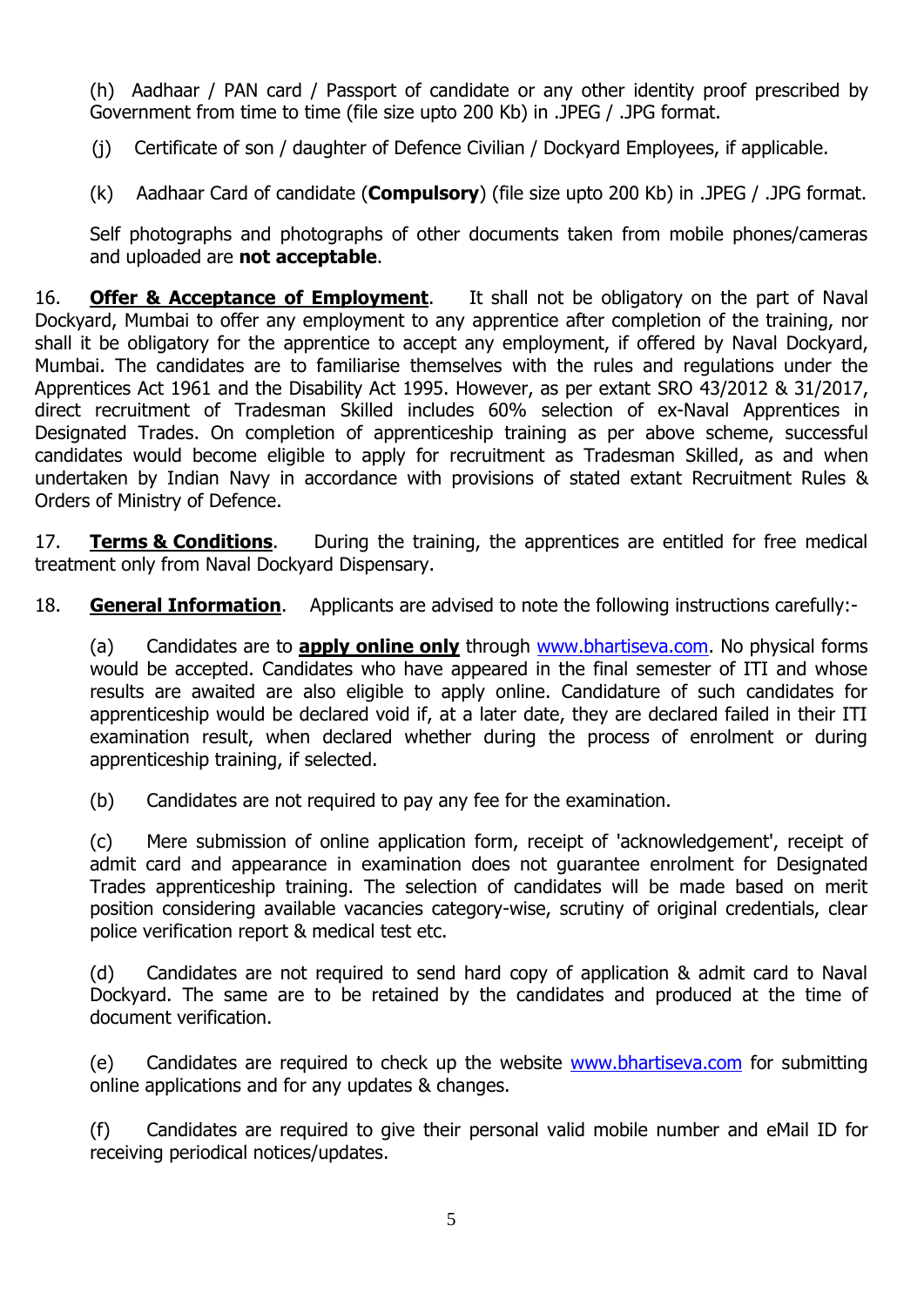(h) Aadhaar / PAN card / Passport of candidate or any other identity proof prescribed by Government from time to time (file size upto 200 Kb) in .JPEG / .JPG format.

(j) Certificate of son / daughter of Defence Civilian / Dockyard Employees, if applicable.

(k) Aadhaar Card of candidate (**Compulsory**) (file size upto 200 Kb) in .JPEG / .JPG format.

Self photographs and photographs of other documents taken from mobile phones/cameras and uploaded are **not acceptable**.

16. **Offer & Acceptance of Employment**. It shall not be obligatory on the part of Naval Dockyard, Mumbai to offer any employment to any apprentice after completion of the training, nor shall it be obligatory for the apprentice to accept any employment, if offered by Naval Dockyard, Mumbai. The candidates are to familiarise themselves with the rules and regulations under the Apprentices Act 1961 and the Disability Act 1995. However, as per extant SRO 43/2012 & 31/2017, direct recruitment of Tradesman Skilled includes 60% selection of ex-Naval Apprentices in Designated Trades. On completion of apprenticeship training as per above scheme, successful candidates would become eligible to apply for recruitment as Tradesman Skilled, as and when undertaken by Indian Navy in accordance with provisions of stated extant Recruitment Rules & Orders of Ministry of Defence.

17. **Terms & Conditions**. During the training, the apprentices are entitled for free medical treatment only from Naval Dockyard Dispensary.

18. **General Information**. Applicants are advised to note the following instructions carefully:-

(a) Candidates are to **apply online only** through www.bhartiseva.com. No physical forms would be accepted. Candidates who have appeared in the final semester of ITI and whose results are awaited are also eligible to apply online. Candidature of such candidates for apprenticeship would be declared void if, at a later date, they are declared failed in their ITI examination result, when declared whether during the process of enrolment or during apprenticeship training, if selected.

(b) Candidates are not required to pay any fee for the examination.

(c) Mere submission of online application form, receipt of 'acknowledgement', receipt of admit card and appearance in examination does not guarantee enrolment for Designated Trades apprenticeship training. The selection of candidates will be made based on merit position considering available vacancies category-wise, scrutiny of original credentials, clear police verification report & medical test etc.

(d) Candidates are not required to send hard copy of application & admit card to Naval Dockyard. The same are to be retained by the candidates and produced at the time of document verification.

(e) Candidates are required to check up the website www.bhartiseva.com for submitting online applications and for any updates & changes.

(f) Candidates are required to give their personal valid mobile number and eMail ID for receiving periodical notices/updates.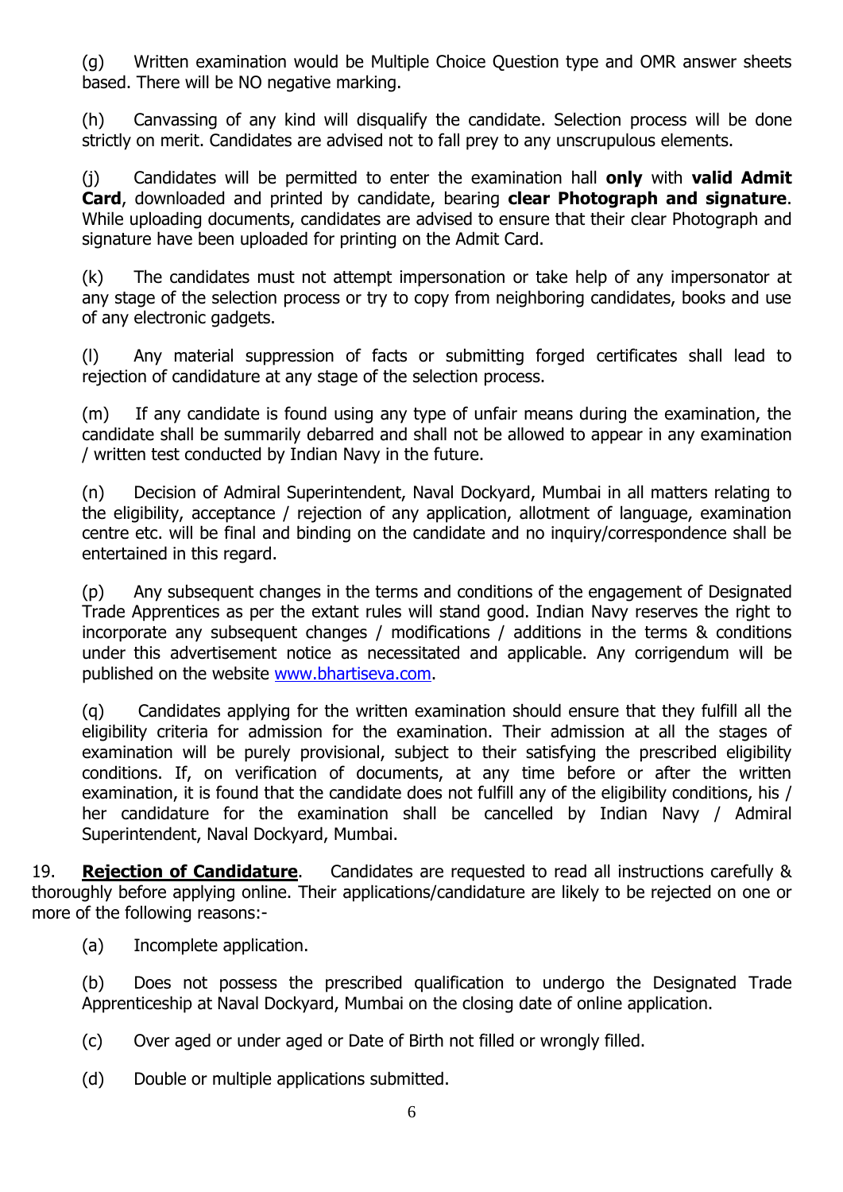(g) Written examination would be Multiple Choice Question type and OMR answer sheets based. There will be NO negative marking.

(h) Canvassing of any kind will disqualify the candidate. Selection process will be done strictly on merit. Candidates are advised not to fall prey to any unscrupulous elements.

(j) Candidates will be permitted to enter the examination hall **only** with **valid Admit Card**, downloaded and printed by candidate, bearing **clear Photograph and signature**. While uploading documents, candidates are advised to ensure that their clear Photograph and signature have been uploaded for printing on the Admit Card.

(k) The candidates must not attempt impersonation or take help of any impersonator at any stage of the selection process or try to copy from neighboring candidates, books and use of any electronic gadgets.

(l) Any material suppression of facts or submitting forged certificates shall lead to rejection of candidature at any stage of the selection process.

(m) If any candidate is found using any type of unfair means during the examination, the candidate shall be summarily debarred and shall not be allowed to appear in any examination / written test conducted by Indian Navy in the future.

(n) Decision of Admiral Superintendent, Naval Dockyard, Mumbai in all matters relating to the eligibility, acceptance / rejection of any application, allotment of language, examination centre etc. will be final and binding on the candidate and no inquiry/correspondence shall be entertained in this regard.

(p) Any subsequent changes in the terms and conditions of the engagement of Designated Trade Apprentices as per the extant rules will stand good. Indian Navy reserves the right to incorporate any subsequent changes / modifications / additions in the terms & conditions under this advertisement notice as necessitated and applicable. Any corrigendum will be published on the website www.bhartiseva.com.

(q) Candidates applying for the written examination should ensure that they fulfill all the eligibility criteria for admission for the examination. Their admission at all the stages of examination will be purely provisional, subject to their satisfying the prescribed eligibility conditions. If, on verification of documents, at any time before or after the written examination, it is found that the candidate does not fulfill any of the eligibility conditions, his / her candidature for the examination shall be cancelled by Indian Navy / Admiral Superintendent, Naval Dockyard, Mumbai.

19. **Rejection of Candidature**. Candidates are requested to read all instructions carefully & thoroughly before applying online. Their applications/candidature are likely to be rejected on one or more of the following reasons:-

(a) Incomplete application.

(b) Does not possess the prescribed qualification to undergo the Designated Trade Apprenticeship at Naval Dockyard, Mumbai on the closing date of online application.

(c) Over aged or under aged or Date of Birth not filled or wrongly filled.

(d) Double or multiple applications submitted.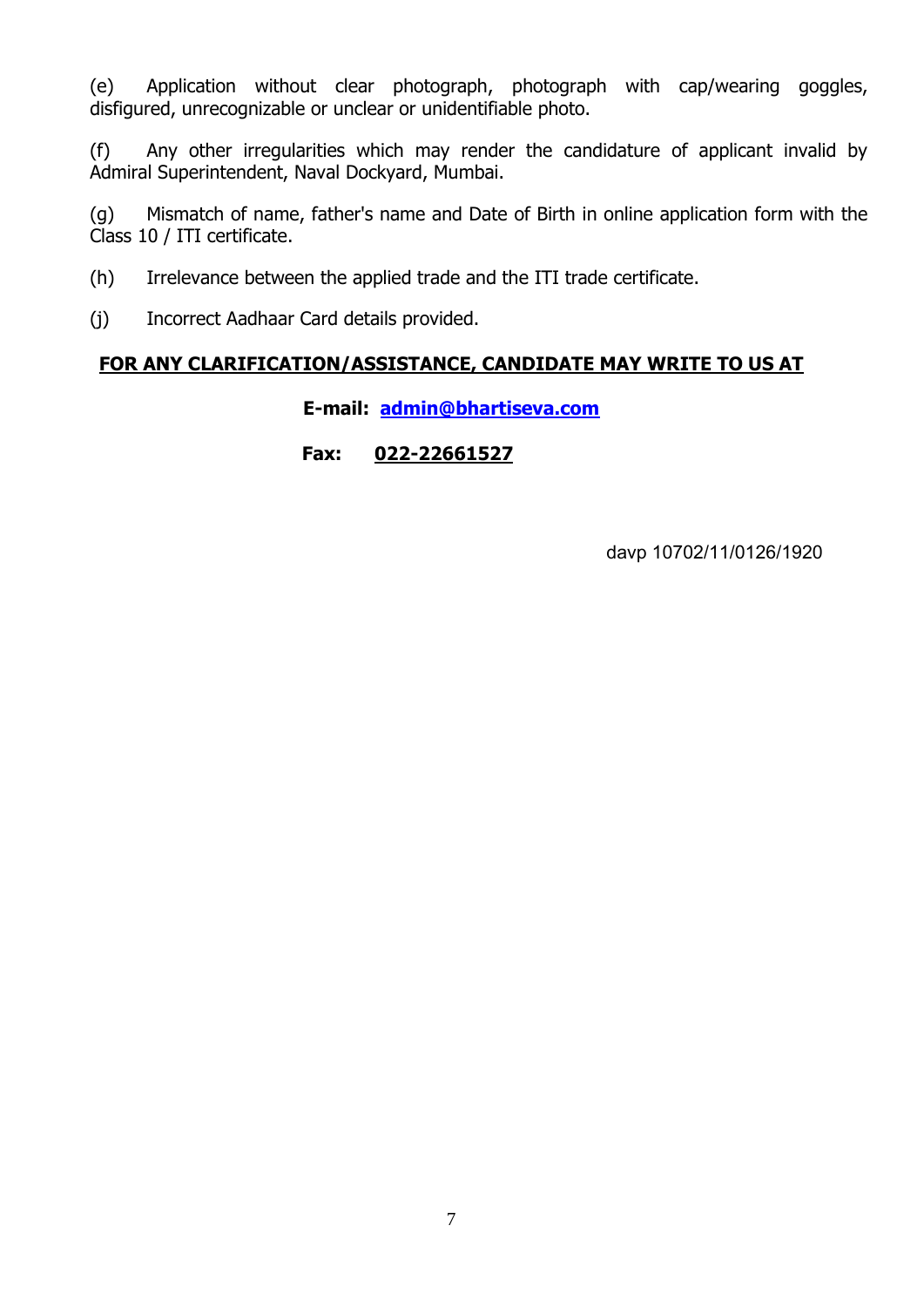(e) Application without clear photograph, photograph with cap/wearing goggles, disfigured, unrecognizable or unclear or unidentifiable photo.

(f) Any other irregularities which may render the candidature of applicant invalid by Admiral Superintendent, Naval Dockyard, Mumbai.

(g) Mismatch of name, father's name and Date of Birth in online application form with the Class 10 / ITI certificate.

(h) Irrelevance between the applied trade and the ITI trade certificate.

(j) Incorrect Aadhaar Card details provided.

**FOR ANY CLARIFICATION/ASSISTANCE, CANDIDATE MAY WRITE TO US AT**

**E-mail: admin@bhartiseva.com**

**Fax: 022-22661527**

davp 10702/11/0126/1920